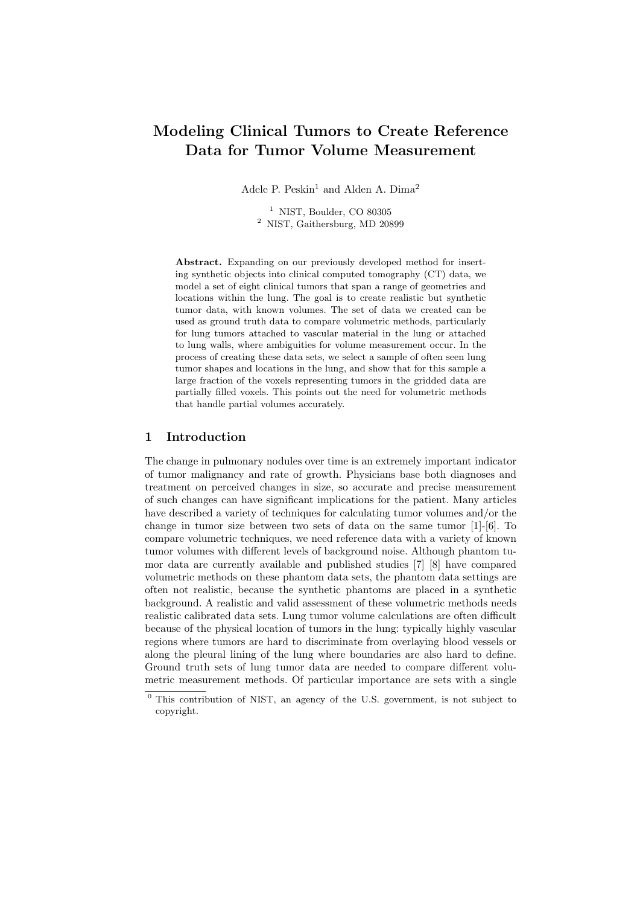# Modeling Clinical Tumors to Create Reference Data for Tumor Volume Measurement

Adele P. Peskin[1] and Alden A. Dima[2]

[1] NIST, Boulder, CO 80305
[2] NIST, Gaithersburg, MD 20899

**Abstract.** Expanding on our previously developed method for inserting synthetic objects into clinical computed tomography (CT) data, we model a set of eight clinical tumors that span a range of geometries and locations within the lung. The goal is to create realistic but synthetic tumor data, with known volumes. The set of data we created can be used as ground truth data to compare volumetric methods, particularly for lung tumors attached to vascular material in the lung or attached to lung walls, where ambiguities for volume measurement occur. In the process of creating these data sets, we select a sample of often seen lung tumor shapes and locations in the lung, and show that for this sample a large fraction of the voxels representing tumors in the gridded data are partially filled voxels. This points out the need for volumetric methods that handle partial volumes accurately.

## 1 Introduction

The change in pulmonary nodules over time is an extremely important indicator of tumor malignancy and rate of growth. Physicians base both diagnoses and treatment on perceived changes in size, so accurate and precise measurement of such changes can have significant implications for the patient. Many articles have described a variety of techniques for calculating tumor volumes and/or the change in tumor size between two sets of data on the same tumor [1]-[6]. To compare volumetric techniques, we need reference data with a variety of known tumor volumes with different levels of background noise. Although phantom tumor data are currently available and published studies [7] [8] have compared volumetric methods on these phantom data sets, the phantom data settings are often not realistic, because the synthetic phantoms are placed in a synthetic background. A realistic and valid assessment of these volumetric methods needs realistic calibrated data sets. Lung tumor volume calculations are often difficult because of the physical location of tumors in the lung: typically highly vascular regions where tumors are hard to discriminate from overlaying blood vessels or along the pleural lining of the lung where boundaries are also hard to define. Ground truth sets of lung tumor data are needed to compare different volumetric measurement methods. Of particular importance are sets with a single

[0] This contribution of NIST, an agency of the U.S. government, is not subject to copyright.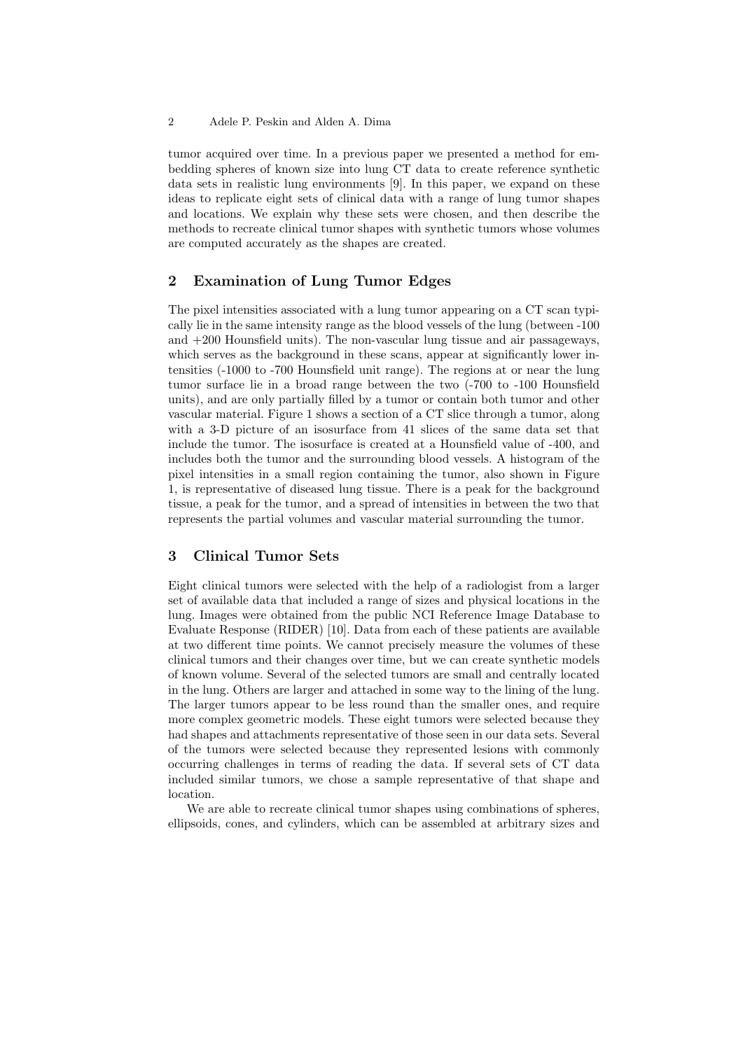tumor acquired over time. In a previous paper we presented a method for embedding spheres of known size into lung CT data to create reference synthetic data sets in realistic lung environments [9]. In this paper, we expand on these ideas to replicate eight sets of clinical data with a range of lung tumor shapes and locations. We explain why these sets were chosen, and then describe the methods to recreate clinical tumor shapes with synthetic tumors whose volumes are computed accurately as the shapes are created.

## 2 Examination of Lung Tumor Edges

The pixel intensities associated with a lung tumor appearing on a CT scan typically lie in the same intensity range as the blood vessels of the lung (between -100 and +200 Hounsfield units). The non-vascular lung tissue and air passageways, which serves as the background in these scans, appear at significantly lower intensities (-1000 to -700 Hounsfield unit range). The regions at or near the lung tumor surface lie in a broad range between the two (-700 to -100 Hounsfield units), and are only partially filled by a tumor or contain both tumor and other vascular material. Figure 1 shows a section of a CT slice through a tumor, along with a 3-D picture of an isosurface from 41 slices of the same data set that include the tumor. The isosurface is created at a Hounsfield value of -400, and includes both the tumor and the surrounding blood vessels. A histogram of the pixel intensities in a small region containing the tumor, also shown in Figure 1, is representative of diseased lung tissue. There is a peak for the background tissue, a peak for the tumor, and a spread of intensities in between the two that represents the partial volumes and vascular material surrounding the tumor.

## 3 Clinical Tumor Sets

Eight clinical tumors were selected with the help of a radiologist from a larger set of available data that included a range of sizes and physical locations in the lung. Images were obtained from the public NCI Reference Image Database to Evaluate Response (RIDER) [10]. Data from each of these patients are available at two different time points. We cannot precisely measure the volumes of these clinical tumors and their changes over time, but we can create synthetic models of known volume. Several of the selected tumors are small and centrally located in the lung. Others are larger and attached in some way to the lining of the lung. The larger tumors appear to be less round than the smaller ones, and require more complex geometric models. These eight tumors were selected because they had shapes and attachments representative of those seen in our data sets. Several of the tumors were selected because they represented lesions with commonly occurring challenges in terms of reading the data. If several sets of CT data included similar tumors, we chose a sample representative of that shape and location.

We are able to recreate clinical tumor shapes using combinations of spheres, ellipsoids, cones, and cylinders, which can be assembled at arbitrary sizes and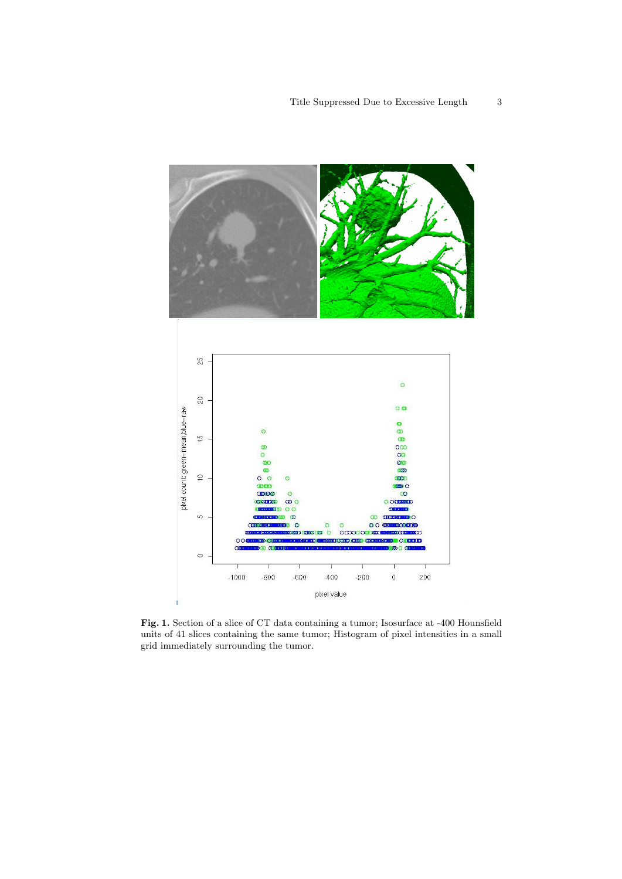**Fig. 1.** Section of a slice of CT data containing a tumor; Isosurface at -400 Hounsfield units of 41 slices containing the same tumor; Histogram of pixel intensities in a small grid immediately surrounding the tumor.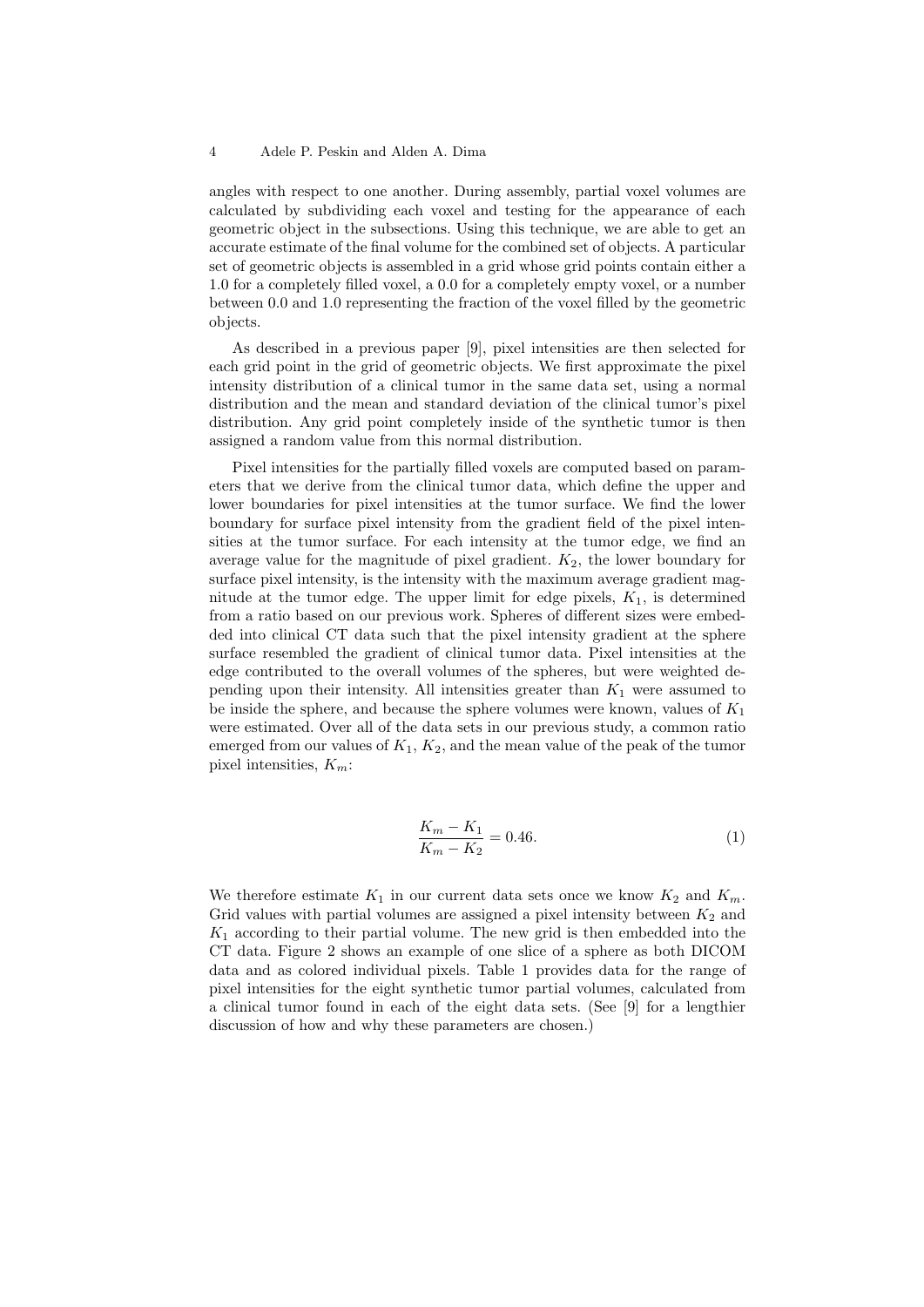angles with respect to one another. During assembly, partial voxel volumes are calculated by subdividing each voxel and testing for the appearance of each geometric object in the subsections. Using this technique, we are able to get an accurate estimate of the final volume for the combined set of objects. A particular set of geometric objects is assembled in a grid whose grid points contain either a 1.0 for a completely filled voxel, a 0.0 for a completely empty voxel, or a number between 0.0 and 1.0 representing the fraction of the voxel filled by the geometric objects.

As described in a previous paper [9], pixel intensities are then selected for each grid point in the grid of geometric objects. We first approximate the pixel intensity distribution of a clinical tumor in the same data set, using a normal distribution and the mean and standard deviation of the clinical tumor's pixel distribution. Any grid point completely inside of the synthetic tumor is then assigned a random value from this normal distribution.

Pixel intensities for the partially filled voxels are computed based on parameters that we derive from the clinical tumor data, which define the upper and lower boundaries for pixel intensities at the tumor surface. We find the lower boundary for surface pixel intensity from the gradient field of the pixel intensities at the tumor surface. For each intensity at the tumor edge, we find an average value for the magnitude of pixel gradient. $K_2$, the lower boundary for surface pixel intensity, is the intensity with the maximum average gradient magnitude at the tumor edge. The upper limit for edge pixels, $K_1$, is determined from a ratio based on our previous work. Spheres of different sizes were embedded into clinical CT data such that the pixel intensity gradient at the sphere surface resembled the gradient of clinical tumor data. Pixel intensities at the edge contributed to the overall volumes of the spheres, but were weighted depending upon their intensity. All intensities greater than $K_1$ were assumed to be inside the sphere, and because the sphere volumes were known, values of $K_1$ were estimated. Over all of the data sets in our previous study, a common ratio emerged from our values of $K_1$, $K_2$, and the mean value of the peak of the tumor pixel intensities, $K_m$:

$$\frac{K_m - K_1}{K_m - K_2} = 0.46. \tag{1}$$

We therefore estimate $K_1$ in our current data sets once we know $K_2$ and $K_m$. Grid values with partial volumes are assigned a pixel intensity between $K_2$ and $K_1$ according to their partial volume. The new grid is then embedded into the CT data. Figure 2 shows an example of one slice of a sphere as both DICOM data and as colored individual pixels. Table 1 provides data for the range of pixel intensities for the eight synthetic tumor partial volumes, calculated from a clinical tumor found in each of the eight data sets. (See [9] for a lengthier discussion of how and why these parameters are chosen.)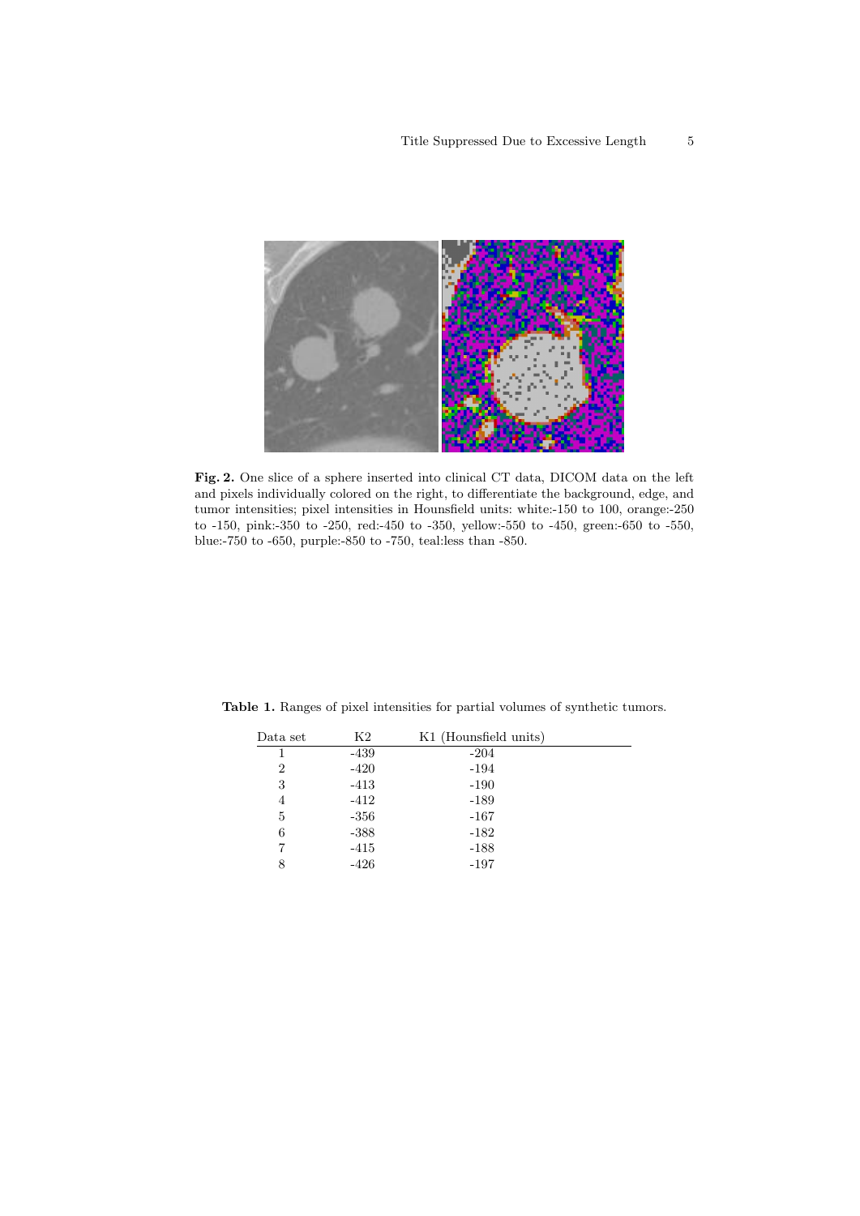**Fig. 2.** One slice of a sphere inserted into clinical CT data, DICOM data on the left and pixels individually colored on the right, to differentiate the background, edge, and tumor intensities; pixel intensities in Hounsfield units: white:-150 to 100, orange:-250 to -150, pink:-350 to -250, red:-450 to -350, yellow:-550 to -450, green:-650 to -550, blue:-750 to -650, purple:-850 to -750, teal:less than -850.

**Table 1.** Ranges of pixel intensities for partial volumes of synthetic tumors.

| Data set | K2 | K1 (Hounsfield units) |
|---|---|---|
| 1 | -439 | -204 |
| 2 | -420 | -194 |
| 3 | -413 | -190 |
| 4 | -412 | -189 |
| 5 | -356 | -167 |
| 6 | -388 | -182 |
| 7 | -415 | -188 |
| 8 | -426 | -197 |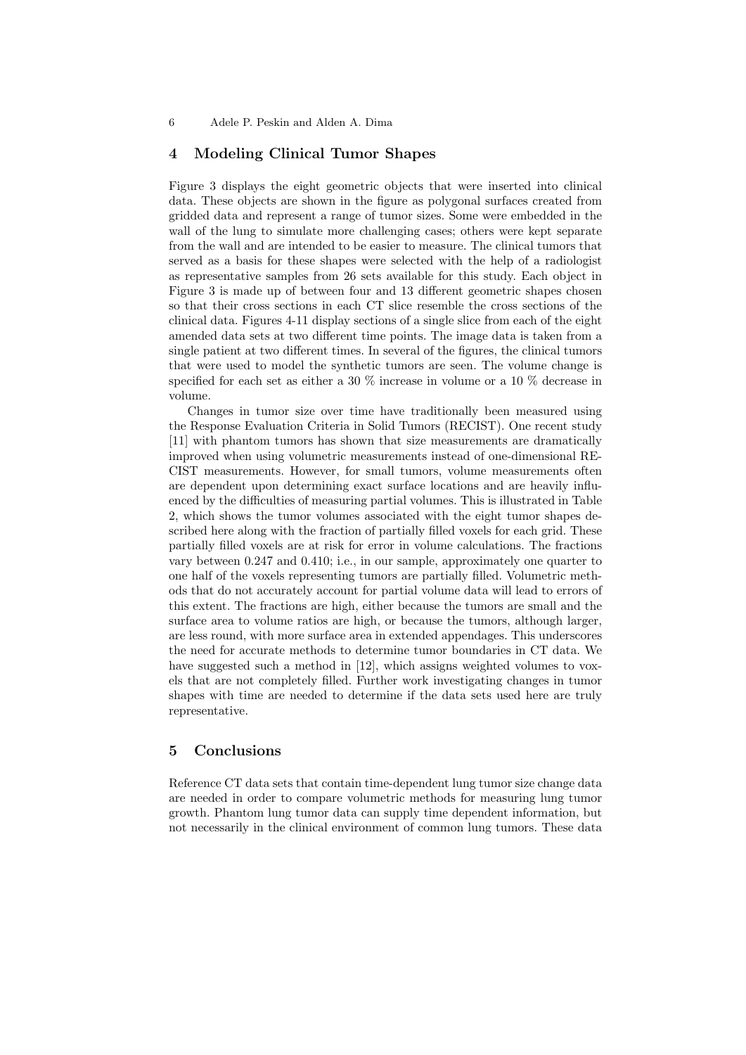## 4 Modeling Clinical Tumor Shapes

Figure 3 displays the eight geometric objects that were inserted into clinical data. These objects are shown in the figure as polygonal surfaces created from gridded data and represent a range of tumor sizes. Some were embedded in the wall of the lung to simulate more challenging cases; others were kept separate from the wall and are intended to be easier to measure. The clinical tumors that served as a basis for these shapes were selected with the help of a radiologist as representative samples from 26 sets available for this study. Each object in Figure 3 is made up of between four and 13 different geometric shapes chosen so that their cross sections in each CT slice resemble the cross sections of the clinical data. Figures 4-11 display sections of a single slice from each of the eight amended data sets at two different time points. The image data is taken from a single patient at two different times. In several of the figures, the clinical tumors that were used to model the synthetic tumors are seen. The volume change is specified for each set as either a 30 % increase in volume or a 10 % decrease in volume.

Changes in tumor size over time have traditionally been measured using the Response Evaluation Criteria in Solid Tumors (RECIST). One recent study [11] with phantom tumors has shown that size measurements are dramatically improved when using volumetric measurements instead of one-dimensional RECIST measurements. However, for small tumors, volume measurements often are dependent upon determining exact surface locations and are heavily influenced by the difficulties of measuring partial volumes. This is illustrated in Table 2, which shows the tumor volumes associated with the eight tumor shapes described here along with the fraction of partially filled voxels for each grid. These partially filled voxels are at risk for error in volume calculations. The fractions vary between 0.247 and 0.410; i.e., in our sample, approximately one quarter to one half of the voxels representing tumors are partially filled. Volumetric methods that do not accurately account for partial volume data will lead to errors of this extent. The fractions are high, either because the tumors are small and the surface area to volume ratios are high, or because the tumors, although larger, are less round, with more surface area in extended appendages. This underscores the need for accurate methods to determine tumor boundaries in CT data. We have suggested such a method in [12], which assigns weighted volumes to voxels that are not completely filled. Further work investigating changes in tumor shapes with time are needed to determine if the data sets used here are truly representative.

## 5 Conclusions

Reference CT data sets that contain time-dependent lung tumor size change data are needed in order to compare volumetric methods for measuring lung tumor growth. Phantom lung tumor data can supply time dependent information, but not necessarily in the clinical environment of common lung tumors. These data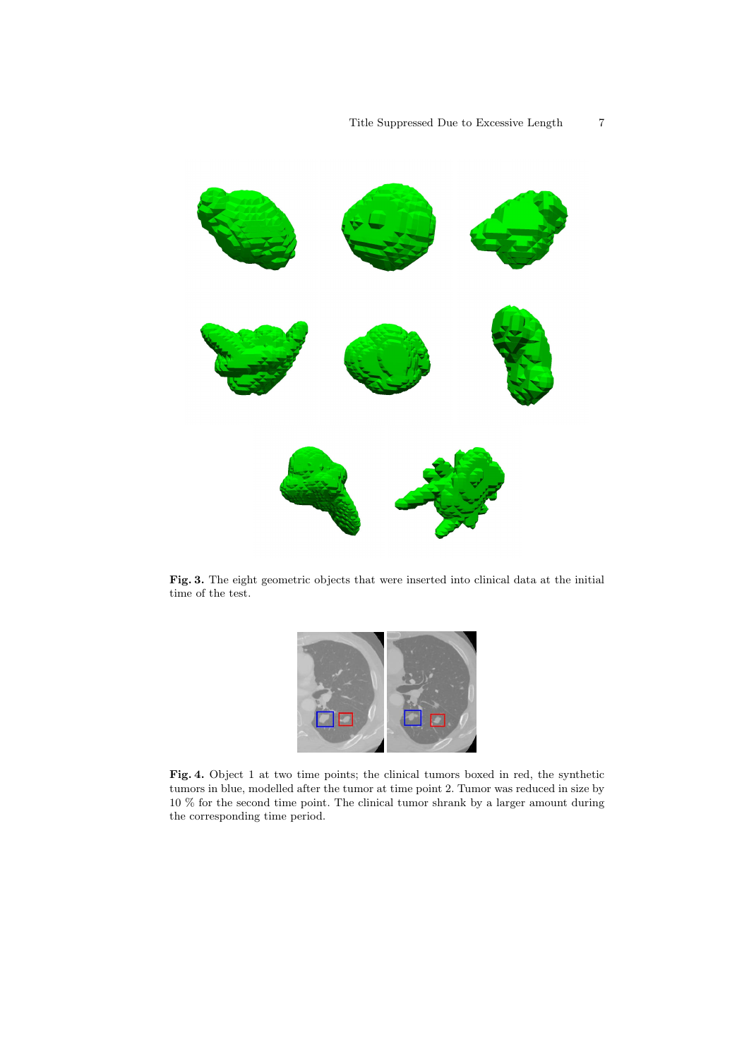**Fig. 3.** The eight geometric objects that were inserted into clinical data at the initial time of the test.

**Fig. 4.** Object 1 at two time points; the clinical tumors boxed in red, the synthetic tumors in blue, modelled after the tumor at time point 2. Tumor was reduced in size by 10 % for the second time point. The clinical tumor shrank by a larger amount during the corresponding time period.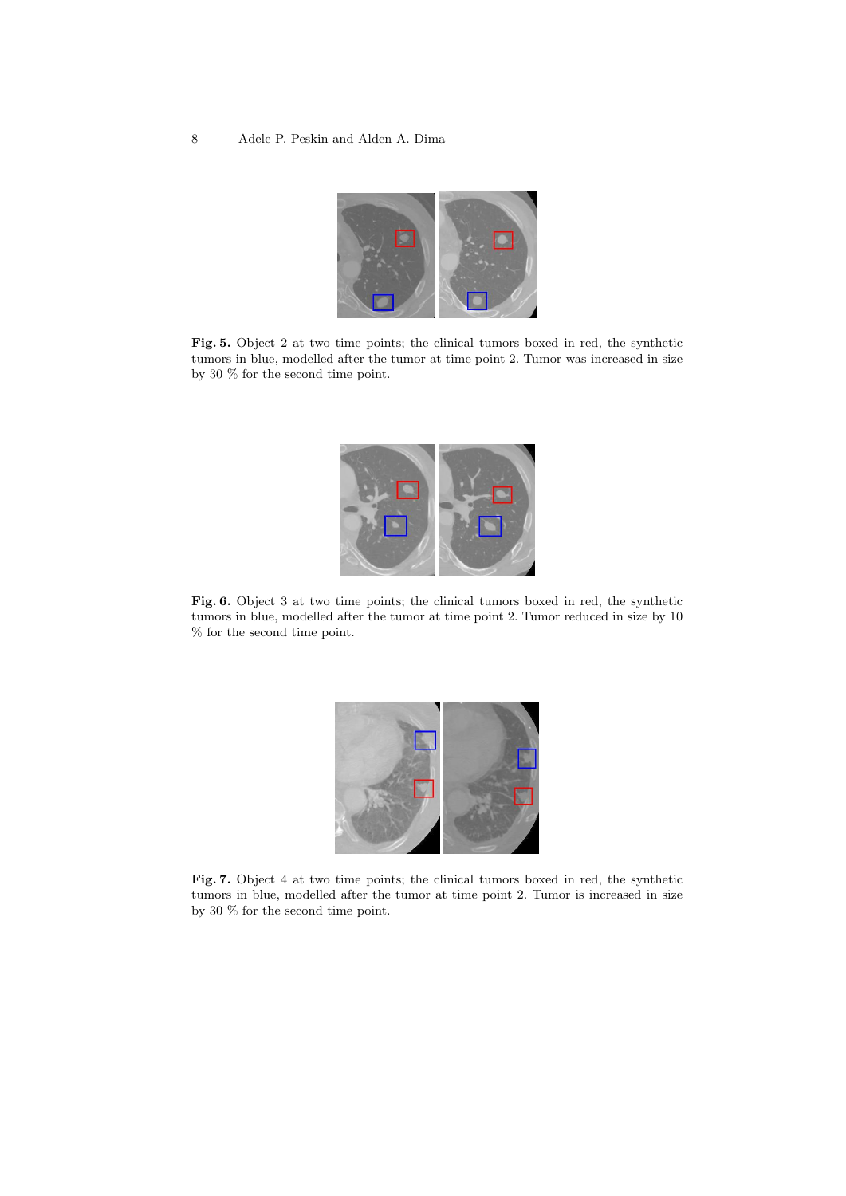**Fig. 5.** Object 2 at two time points; the clinical tumors boxed in red, the synthetic tumors in blue, modelled after the tumor at time point 2. Tumor was increased in size by 30 % for the second time point.

**Fig. 6.** Object 3 at two time points; the clinical tumors boxed in red, the synthetic tumors in blue, modelled after the tumor at time point 2. Tumor reduced in size by 10 % for the second time point.

**Fig. 7.** Object 4 at two time points; the clinical tumors boxed in red, the synthetic tumors in blue, modelled after the tumor at time point 2. Tumor is increased in size by 30 % for the second time point.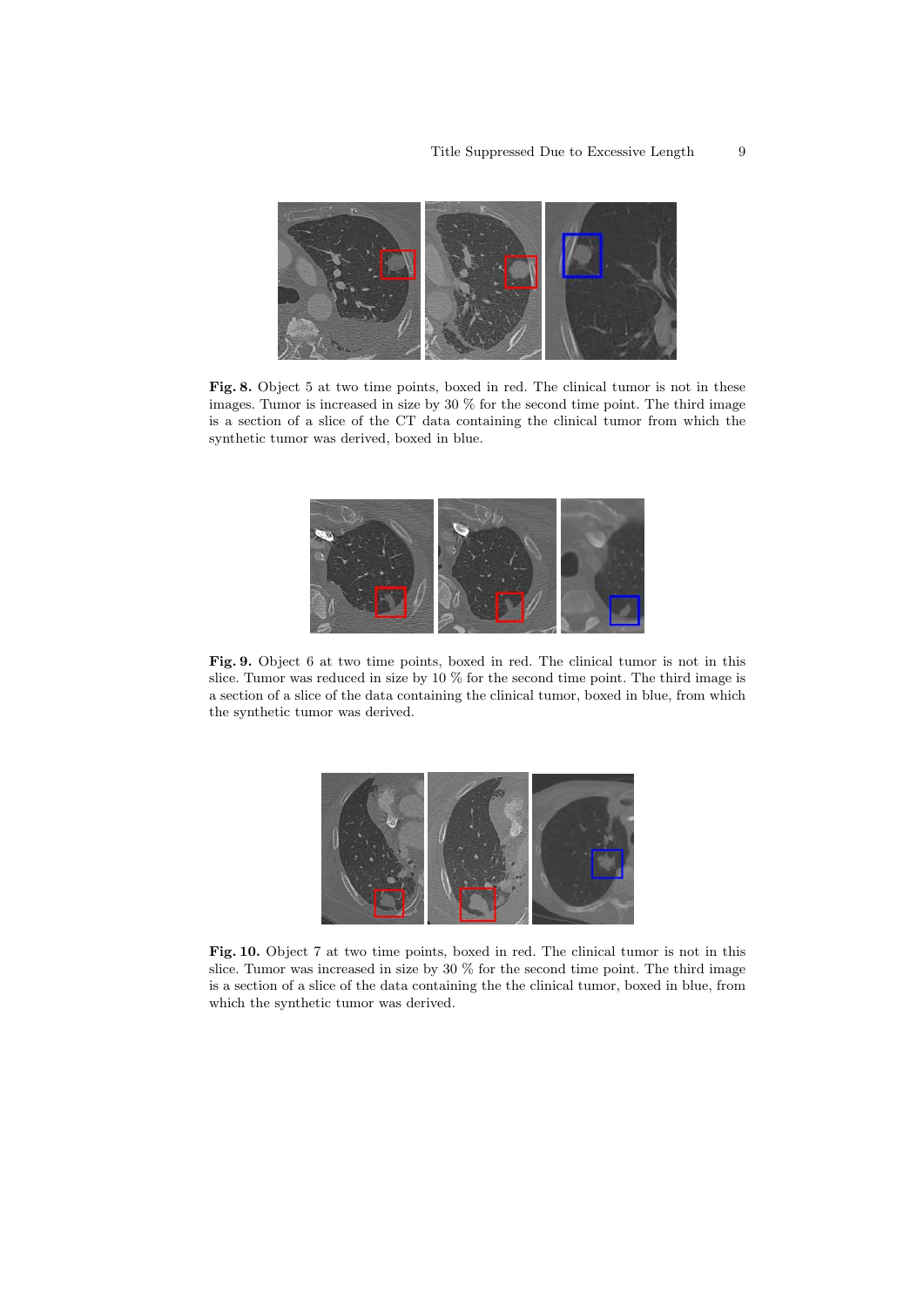**Fig. 8.** Object 5 at two time points, boxed in red. The clinical tumor is not in these images. Tumor is increased in size by 30 % for the second time point. The third image is a section of a slice of the CT data containing the clinical tumor from which the synthetic tumor was derived, boxed in blue.

**Fig. 9.** Object 6 at two time points, boxed in red. The clinical tumor is not in this slice. Tumor was reduced in size by 10 % for the second time point. The third image is a section of a slice of the data containing the clinical tumor, boxed in blue, from which the synthetic tumor was derived.

**Fig. 10.** Object 7 at two time points, boxed in red. The clinical tumor is not in this slice. Tumor was increased in size by 30 % for the second time point. The third image is a section of a slice of the data containing the the clinical tumor, boxed in blue, from which the synthetic tumor was derived.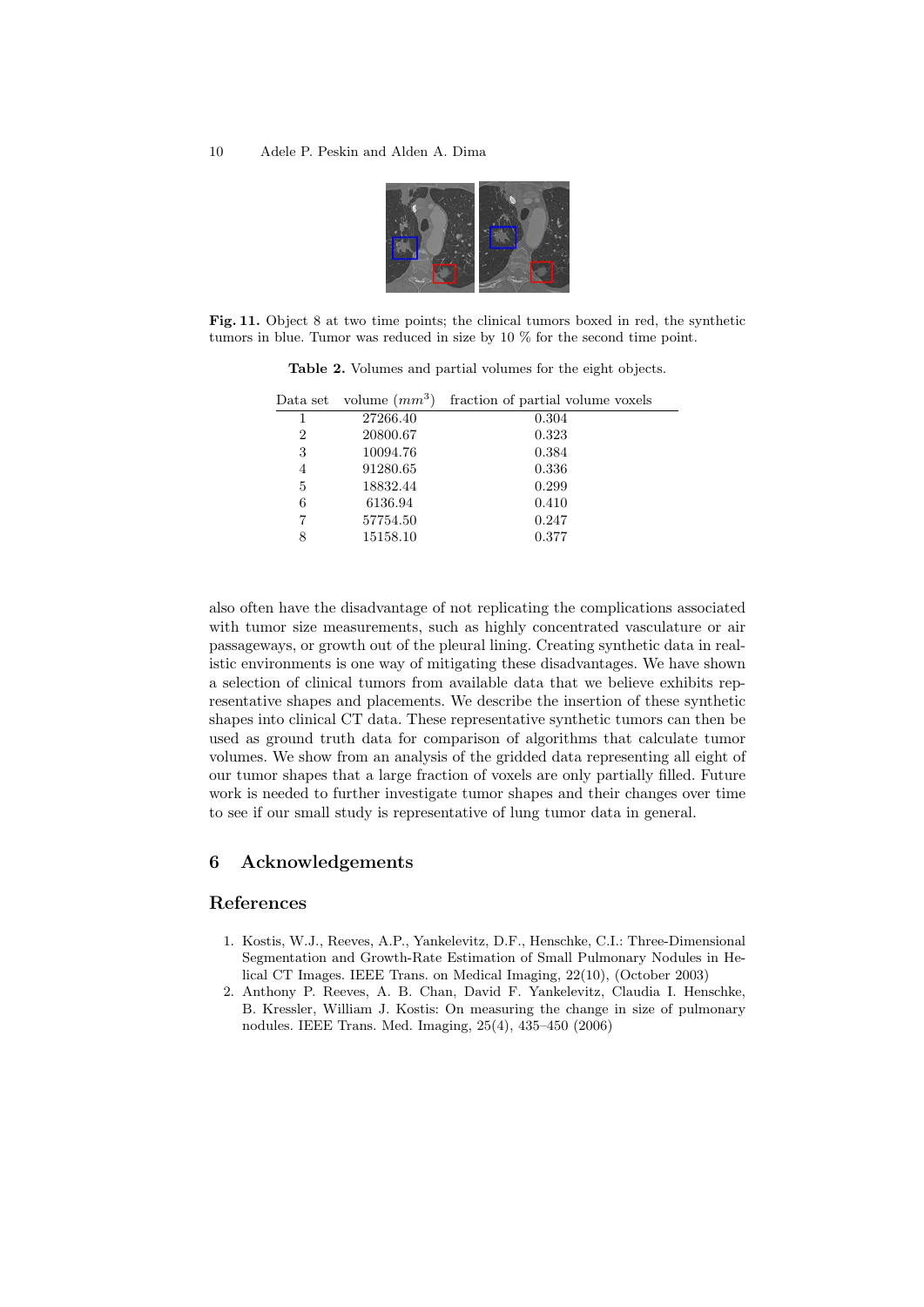**Fig. 11.** Object 8 at two time points; the clinical tumors boxed in red, the synthetic tumors in blue. Tumor was reduced in size by 10 % for the second time point.

**Table 2.** Volumes and partial volumes for the eight objects.

| Data set | volume ($mm^3$) | fraction of partial volume voxels |
|---|---|---|
| 1 | 27266.40 | 0.304 |
| 2 | 20800.67 | 0.323 |
| 3 | 10094.76 | 0.384 |
| 4 | 91280.65 | 0.336 |
| 5 | 18832.44 | 0.299 |
| 6 | 6136.94 | 0.410 |
| 7 | 57754.50 | 0.247 |
| 8 | 15158.10 | 0.377 |

also often have the disadvantage of not replicating the complications associated with tumor size measurements, such as highly concentrated vasculature or air passageways, or growth out of the pleural lining. Creating synthetic data in realistic environments is one way of mitigating these disadvantages. We have shown a selection of clinical tumors from available data that we believe exhibits representative shapes and placements. We describe the insertion of these synthetic shapes into clinical CT data. These representative synthetic tumors can then be used as ground truth data for comparison of algorithms that calculate tumor volumes. We show from an analysis of the gridded data representing all eight of our tumor shapes that a large fraction of voxels are only partially filled. Future work is needed to further investigate tumor shapes and their changes over time to see if our small study is representative of lung tumor data in general.

## 6 Acknowledgements

## References

1. Kostis, W.J., Reeves, A.P., Yankelevitz, D.F., Henschke, C.I.: Three-Dimensional Segmentation and Growth-Rate Estimation of Small Pulmonary Nodules in Helical CT Images. IEEE Trans. on Medical Imaging, 22(10), (October 2003)
2. Anthony P. Reeves, A. B. Chan, David F. Yankelevitz, Claudia I. Henschke, B. Kressler, William J. Kostis: On measuring the change in size of pulmonary nodules. IEEE Trans. Med. Imaging, 25(4), 435–450 (2006)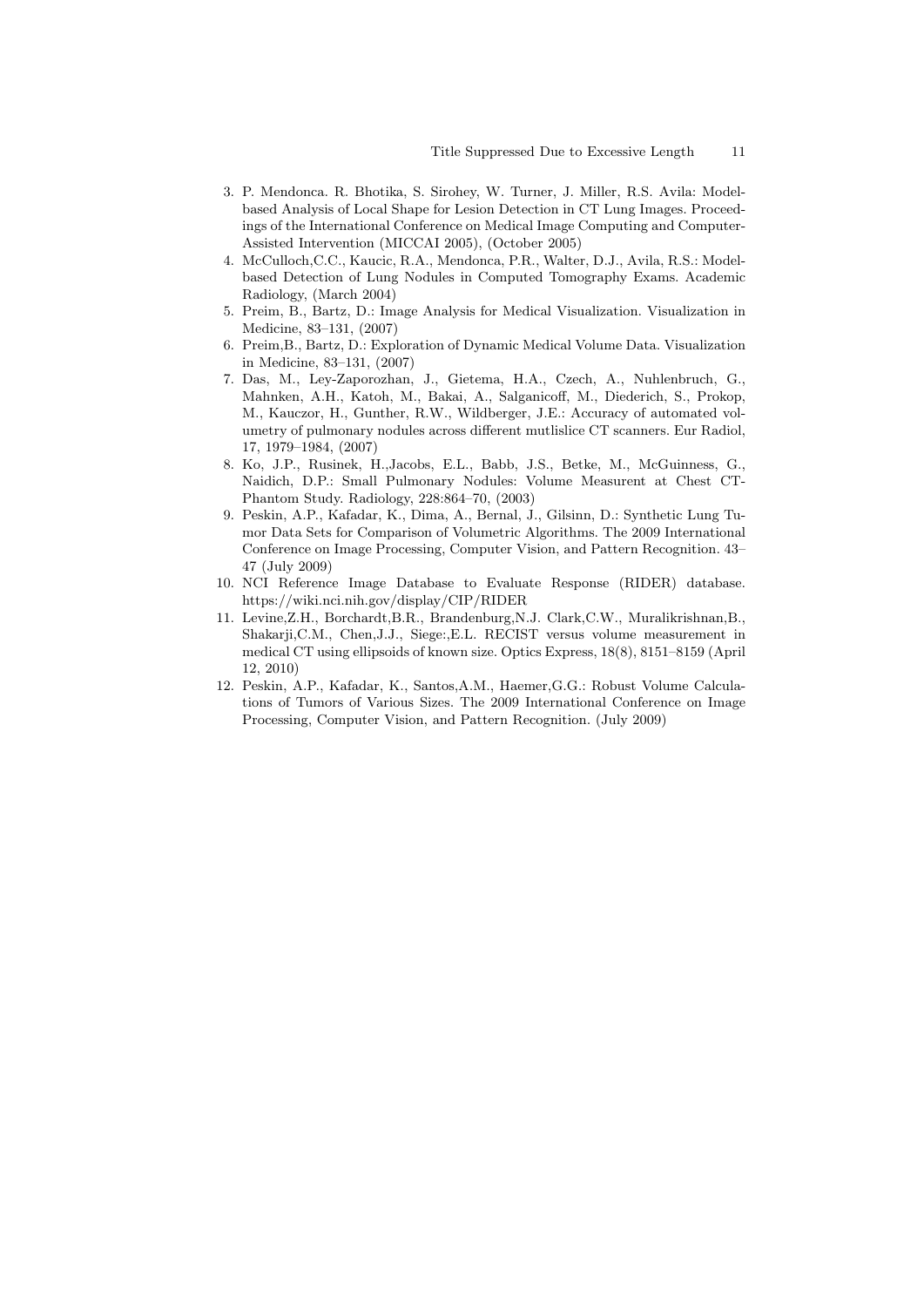3. P. Mendonca. R. Bhotika, S. Sirohey, W. Turner, J. Miller, R.S. Avila: Model-based Analysis of Local Shape for Lesion Detection in CT Lung Images. Proceedings of the International Conference on Medical Image Computing and Computer-Assisted Intervention (MICCAI 2005), (October 2005)
4. McCulloch,C.C., Kaucic, R.A., Mendonca, P.R., Walter, D.J., Avila, R.S.: Model-based Detection of Lung Nodules in Computed Tomography Exams. Academic Radiology, (March 2004)
5. Preim, B., Bartz, D.: Image Analysis for Medical Visualization. Visualization in Medicine, 83–131, (2007)
6. Preim,B., Bartz, D.: Exploration of Dynamic Medical Volume Data. Visualization in Medicine, 83–131, (2007)
7. Das, M., Ley-Zaporozhan, J., Gietema, H.A., Czech, A., Nuhlenbruch, G., Mahnken, A.H., Katoh, M., Bakai, A., Salganicoff, M., Diederich, S., Prokop, M., Kauczor, H., Gunther, R.W., Wildberger, J.E.: Accuracy of automated volumetry of pulmonary nodules across different mutlislice CT scanners. Eur Radiol, 17, 1979–1984, (2007)
8. Ko, J.P., Rusinek, H.,Jacobs, E.L., Babb, J.S., Betke, M., McGuinness, G., Naidich, D.P.: Small Pulmonary Nodules: Volume Measurent at Chest CT-Phantom Study. Radiology, 228:864–70, (2003)
9. Peskin, A.P., Kafadar, K., Dima, A., Bernal, J., Gilsinn, D.: Synthetic Lung Tumor Data Sets for Comparison of Volumetric Algorithms. The 2009 International Conference on Image Processing, Computer Vision, and Pattern Recognition. 43–47 (July 2009)
10. NCI Reference Image Database to Evaluate Response (RIDER) database. https://wiki.nci.nih.gov/display/CIP/RIDER
11. Levine,Z.H., Borchardt,B.R., Brandenburg,N.J. Clark,C.W., Muralikrishnan,B., Shakarji,C.M., Chen,J.J., Siege:,E.L. RECIST versus volume measurement in medical CT using ellipsoids of known size. Optics Express, 18(8), 8151–8159 (April 12, 2010)
12. Peskin, A.P., Kafadar, K., Santos,A.M., Haemer,G.G.: Robust Volume Calculations of Tumors of Various Sizes. The 2009 International Conference on Image Processing, Computer Vision, and Pattern Recognition. (July 2009)